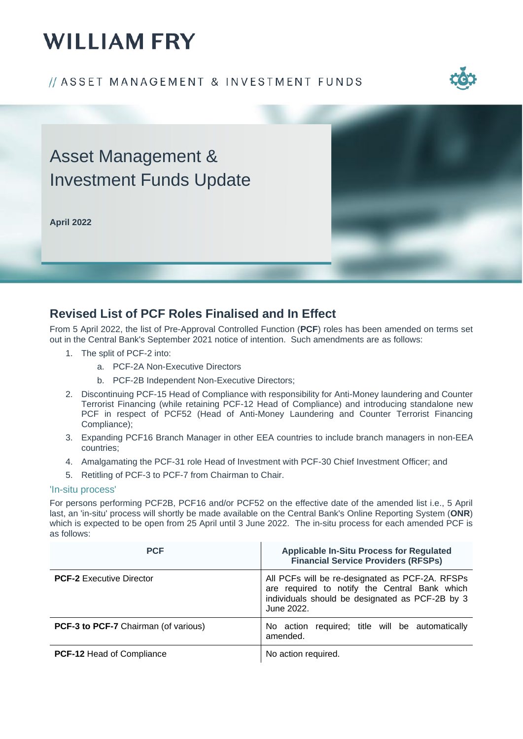# WILLIAM FRY

// ASSET MANAGEMENT & INVESTMENT FUNDS

## Asset Management & Investment Funds Update

**April 2022**

## Revised List of PCF Roles Finalised and In Effect

From 5 April 2022, the list of Pre-Approval Controlled Function (**PCF**) roles has been amended on terms set out in the Central Bank's September 2021 notice of intention. Such amendments are as follows:

1. The split of PCF-2 into:
    a. PCF-2A Non-Executive Directors
    b. PCF-2B Independent Non-Executive Directors;
2. Discontinuing PCF-15 Head of Compliance with responsibility for Anti-Money laundering and Counter Terrorist Financing (while retaining PCF-12 Head of Compliance) and introducing standalone new PCF in respect of PCF52 (Head of Anti-Money Laundering and Counter Terrorist Financing Compliance);
3. Expanding PCF16 Branch Manager in other EEA countries to include branch managers in non-EEA countries;
4. Amalgamating the PCF-31 role Head of Investment with PCF-30 Chief Investment Officer; and
5. Retitling of PCF-3 to PCF-7 from Chairman to Chair.

### 'In-situ process'

For persons performing PCF2B, PCF16 and/or PCF52 on the effective date of the amended list i.e., 5 April last, an 'in-situ' process will shortly be made available on the Central Bank's Online Reporting System (**ONR**) which is expected to be open from 25 April until 3 June 2022. The in-situ process for each amended PCF is as follows:

| PCF | Applicable In-Situ Process for Regulated Financial Service Providers (RFSPs) |
|---|---|
| **PCF-2** Executive Director | All PCFs will be re-designated as PCF-2A. RFSPs are required to notify the Central Bank which individuals should be designated as PCF-2B by 3 June 2022. |
| **PCF-3 to PCF-7** Chairman (of various) | No action required; title will be automatically amended. |
| **PCF-12** Head of Compliance | No action required. |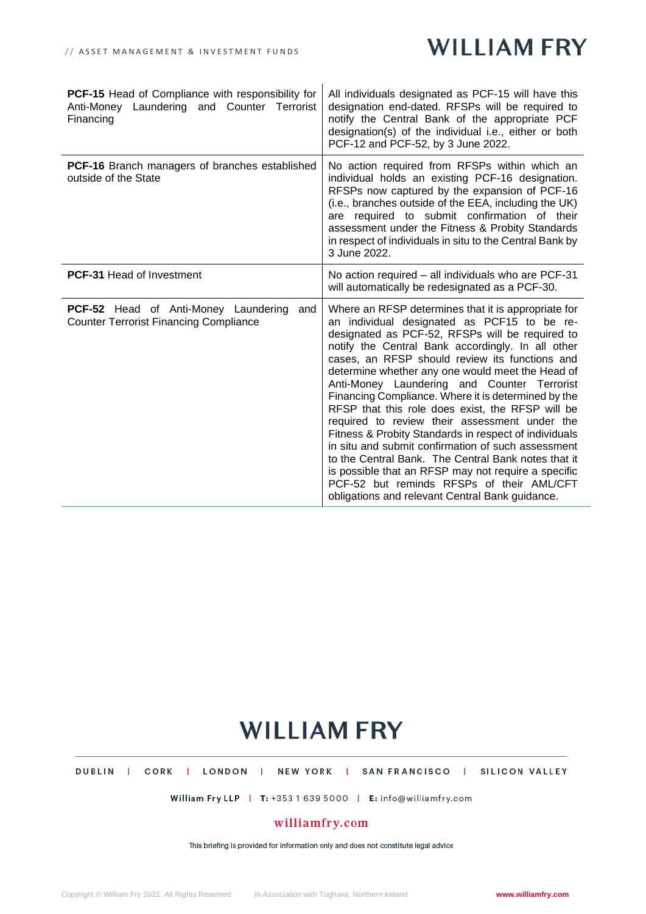| | |
|---|---|
| **PCF-15** Head of Compliance with responsibility for Anti-Money Laundering and Counter Terrorist Financing | All individuals designated as PCF-15 will have this designation end-dated. RFSPs will be required to notify the Central Bank of the appropriate PCF designation(s) of the individual i.e., either or both PCF-12 and PCF-52, by 3 June 2022. |
| **PCF-16** Branch managers of branches established outside of the State | No action required from RFSPs within which an individual holds an existing PCF-16 designation. RFSPs now captured by the expansion of PCF-16 (i.e., branches outside of the EEA, including the UK) are required to submit confirmation of their assessment under the Fitness & Probity Standards in respect of individuals in situ to the Central Bank by 3 June 2022. |
| **PCF-31** Head of Investment | No action required – all individuals who are PCF-31 will automatically be redesignated as a PCF-30. |
| **PCF-52** Head of Anti-Money Laundering and Counter Terrorist Financing Compliance | Where an RFSP determines that it is appropriate for an individual designated as PCF15 to be re-designated as PCF-52, RFSPs will be required to notify the Central Bank accordingly. In all other cases, an RFSP should review its functions and determine whether any one would meet the Head of Anti-Money Laundering and Counter Terrorist Financing Compliance. Where it is determined by the RFSP that this role does exist, the RFSP will be required to review their assessment under the Fitness & Probity Standards in respect of individuals in situ and submit confirmation of such assessment to the Central Bank. The Central Bank notes that it is possible that an RFSP may not require a specific PCF-52 but reminds RFSPs of their AML/CFT obligations and relevant Central Bank guidance. |

**WILLIAM FRY**

DUBLIN | CORK | LONDON | NEW YORK | SAN FRANCISCO | SILICON VALLEY

William Fry LLP | T: +353 1 639 5000 | E: info@williamfry.com

williamfry.com

This briefing is provided for information only and does not constitute legal advice